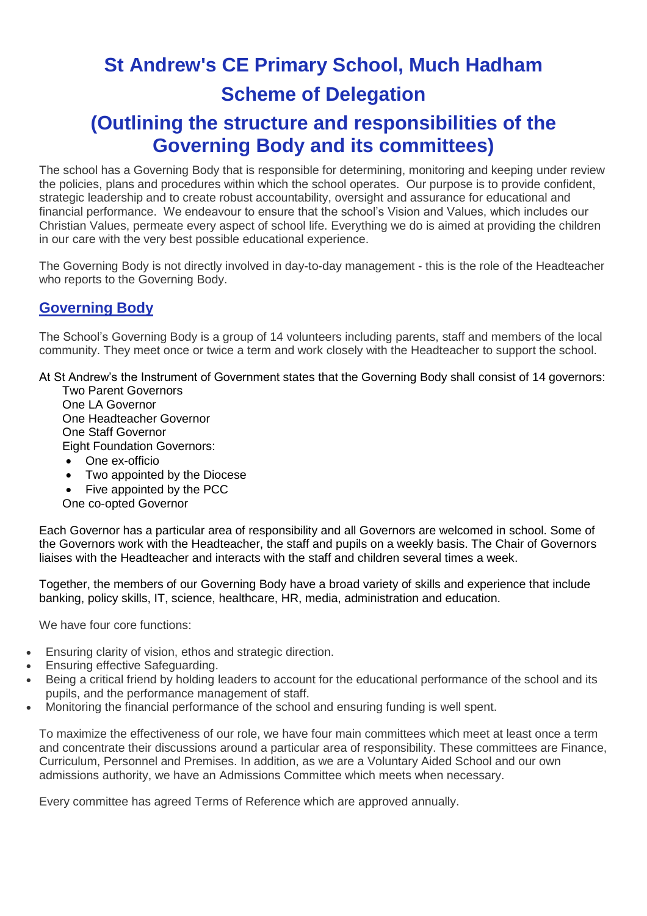# St Andrew's CE Primary School, Much Hadham

# Scheme of Delegation

# (Outlining the structure and responsibilities of the Governing Body and its committees)

The school has a Governing Body that is responsible for determining, monitoring and keeping under review the policies, plans and procedures within which the school operates. Our purpose is to provide confident, strategic leadership and to create robust accountability, oversight and assurance for educational and financial performance. We endeavour to ensure that the school's Vision and Values, which includes our Christian Values, permeate every aspect of school life. Everything we do is aimed at providing the children in our care with the very best possible educational experience.

The Governing Body is not directly involved in day-to-day management - this is the role of the Headteacher who reports to the Governing Body.

## Governing Body

The School's Governing Body is a group of 14 volunteers including parents, staff and members of the local community. They meet once or twice a term and work closely with the Headteacher to support the school.

At St Andrew's the Instrument of Government states that the Governing Body shall consist of 14 governors:

Two Parent Governors
One LA Governor
One Headteacher Governor
One Staff Governor
Eight Foundation Governors:

- One ex-officio
- Two appointed by the Diocese
- Five appointed by the PCC

One co-opted Governor

Each Governor has a particular area of responsibility and all Governors are welcomed in school. Some of the Governors work with the Headteacher, the staff and pupils on a weekly basis. The Chair of Governors liaises with the Headteacher and interacts with the staff and children several times a week.

Together, the members of our Governing Body have a broad variety of skills and experience that include banking, policy skills, IT, science, healthcare, HR, media, administration and education.

We have four core functions:

- Ensuring clarity of vision, ethos and strategic direction.
- Ensuring effective Safeguarding.
- Being a critical friend by holding leaders to account for the educational performance of the school and its pupils, and the performance management of staff.
- Monitoring the financial performance of the school and ensuring funding is well spent.

To maximize the effectiveness of our role, we have four main committees which meet at least once a term and concentrate their discussions around a particular area of responsibility. These committees are Finance, Curriculum, Personnel and Premises. In addition, as we are a Voluntary Aided School and our own admissions authority, we have an Admissions Committee which meets when necessary.

Every committee has agreed Terms of Reference which are approved annually.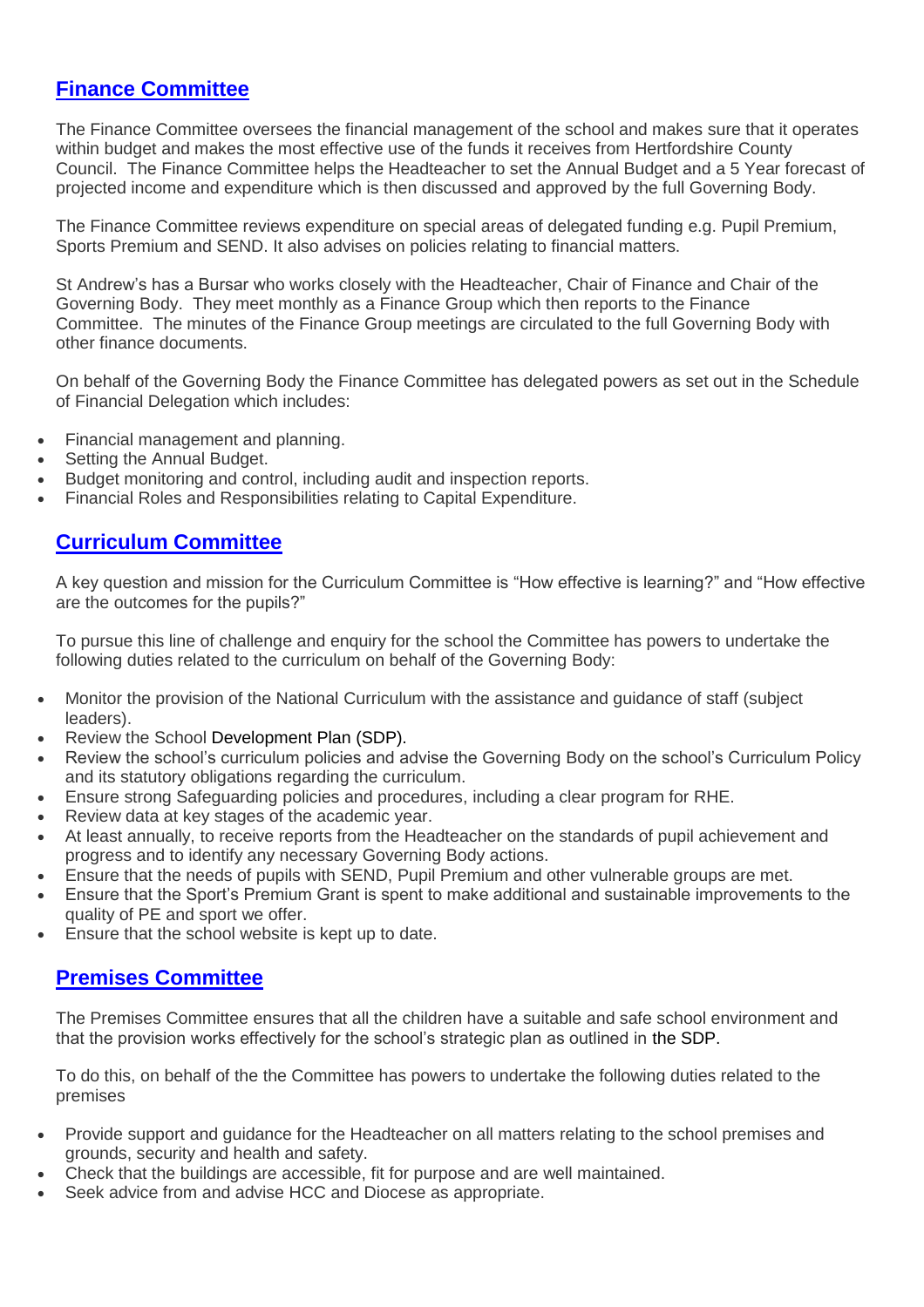## Finance Committee

The Finance Committee oversees the financial management of the school and makes sure that it operates within budget and makes the most effective use of the funds it receives from Hertfordshire County Council. The Finance Committee helps the Headteacher to set the Annual Budget and a 5 Year forecast of projected income and expenditure which is then discussed and approved by the full Governing Body.

The Finance Committee reviews expenditure on special areas of delegated funding e.g. Pupil Premium, Sports Premium and SEND. It also advises on policies relating to financial matters.

St Andrew's has a Bursar who works closely with the Headteacher, Chair of Finance and Chair of the Governing Body. They meet monthly as a Finance Group which then reports to the Finance Committee. The minutes of the Finance Group meetings are circulated to the full Governing Body with other finance documents.

On behalf of the Governing Body the Finance Committee has delegated powers as set out in the Schedule of Financial Delegation which includes:

- Financial management and planning.
- Setting the Annual Budget.
- Budget monitoring and control, including audit and inspection reports.
- Financial Roles and Responsibilities relating to Capital Expenditure.

## Curriculum Committee

A key question and mission for the Curriculum Committee is "How effective is learning?" and "How effective are the outcomes for the pupils?"

To pursue this line of challenge and enquiry for the school the Committee has powers to undertake the following duties related to the curriculum on behalf of the Governing Body:

- Monitor the provision of the National Curriculum with the assistance and guidance of staff (subject leaders).
- Review the School Development Plan (SDP).
- Review the school's curriculum policies and advise the Governing Body on the school's Curriculum Policy and its statutory obligations regarding the curriculum.
- Ensure strong Safeguarding policies and procedures, including a clear program for RHE.
- Review data at key stages of the academic year.
- At least annually, to receive reports from the Headteacher on the standards of pupil achievement and progress and to identify any necessary Governing Body actions.
- Ensure that the needs of pupils with SEND, Pupil Premium and other vulnerable groups are met.
- Ensure that the Sport's Premium Grant is spent to make additional and sustainable improvements to the quality of PE and sport we offer.
- Ensure that the school website is kept up to date.

## Premises Committee

The Premises Committee ensures that all the children have a suitable and safe school environment and that the provision works effectively for the school's strategic plan as outlined in the SDP.

To do this, on behalf of the the Committee has powers to undertake the following duties related to the premises

- Provide support and guidance for the Headteacher on all matters relating to the school premises and grounds, security and health and safety.
- Check that the buildings are accessible, fit for purpose and are well maintained.
- Seek advice from and advise HCC and Diocese as appropriate.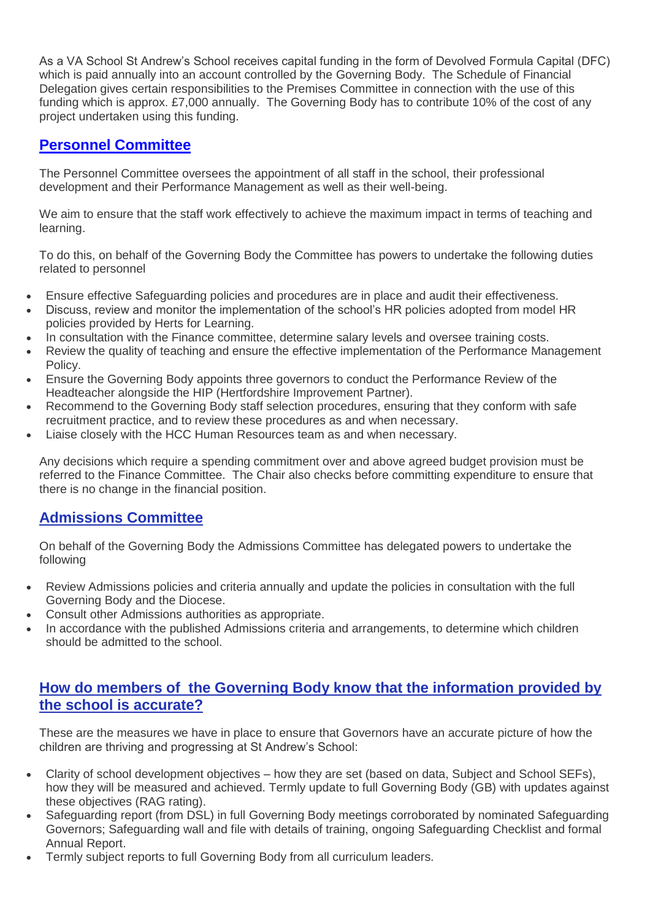As a VA School St Andrew's School receives capital funding in the form of Devolved Formula Capital (DFC) which is paid annually into an account controlled by the Governing Body. The Schedule of Financial Delegation gives certain responsibilities to the Premises Committee in connection with the use of this funding which is approx. £7,000 annually. The Governing Body has to contribute 10% of the cost of any project undertaken using this funding.

## Personnel Committee

The Personnel Committee oversees the appointment of all staff in the school, their professional development and their Performance Management as well as their well-being.

We aim to ensure that the staff work effectively to achieve the maximum impact in terms of teaching and learning.

To do this, on behalf of the Governing Body the Committee has powers to undertake the following duties related to personnel

- Ensure effective Safeguarding policies and procedures are in place and audit their effectiveness.
- Discuss, review and monitor the implementation of the school's HR policies adopted from model HR policies provided by Herts for Learning.
- In consultation with the Finance committee, determine salary levels and oversee training costs.
- Review the quality of teaching and ensure the effective implementation of the Performance Management Policy.
- Ensure the Governing Body appoints three governors to conduct the Performance Review of the Headteacher alongside the HIP (Hertfordshire Improvement Partner).
- Recommend to the Governing Body staff selection procedures, ensuring that they conform with safe recruitment practice, and to review these procedures as and when necessary.
- Liaise closely with the HCC Human Resources team as and when necessary.

Any decisions which require a spending commitment over and above agreed budget provision must be referred to the Finance Committee. The Chair also checks before committing expenditure to ensure that there is no change in the financial position.

## Admissions Committee

On behalf of the Governing Body the Admissions Committee has delegated powers to undertake the following

- Review Admissions policies and criteria annually and update the policies in consultation with the full Governing Body and the Diocese.
- Consult other Admissions authorities as appropriate.
- In accordance with the published Admissions criteria and arrangements, to determine which children should be admitted to the school.

## How do members of the Governing Body know that the information provided by the school is accurate?

These are the measures we have in place to ensure that Governors have an accurate picture of how the children are thriving and progressing at St Andrew's School:

- Clarity of school development objectives – how they are set (based on data, Subject and School SEFs), how they will be measured and achieved. Termly update to full Governing Body (GB) with updates against these objectives (RAG rating).
- Safeguarding report (from DSL) in full Governing Body meetings corroborated by nominated Safeguarding Governors; Safeguarding wall and file with details of training, ongoing Safeguarding Checklist and formal Annual Report.
- Termly subject reports to full Governing Body from all curriculum leaders.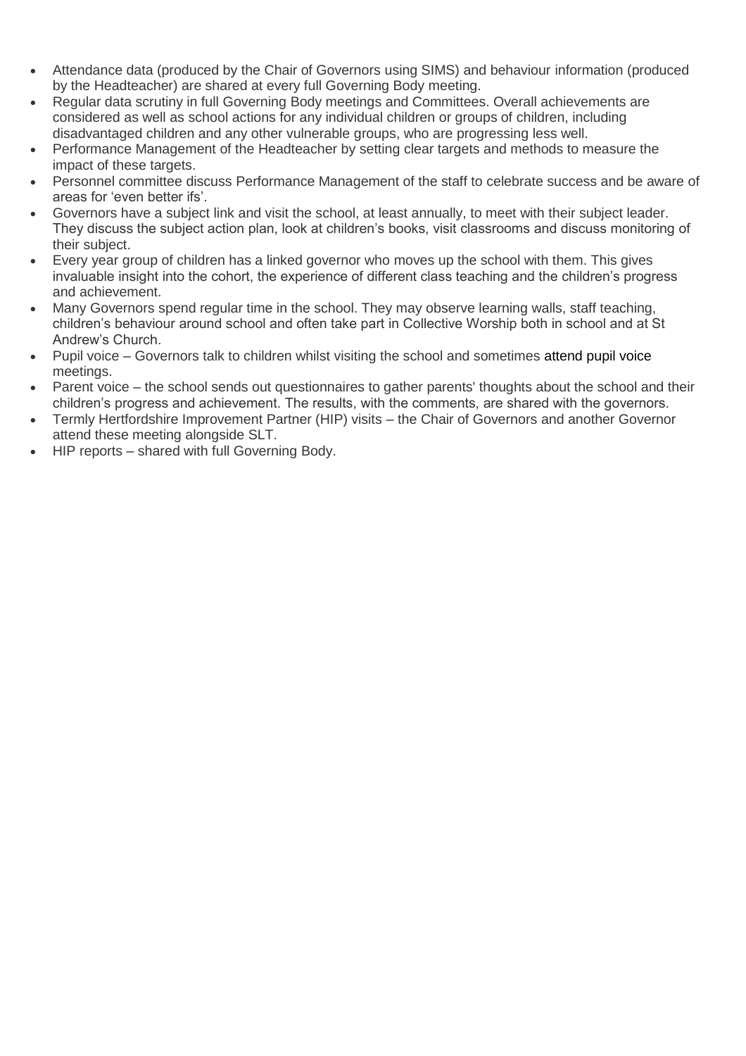- Attendance data (produced by the Chair of Governors using SIMS) and behaviour information (produced by the Headteacher) are shared at every full Governing Body meeting.
- Regular data scrutiny in full Governing Body meetings and Committees. Overall achievements are considered as well as school actions for any individual children or groups of children, including disadvantaged children and any other vulnerable groups, who are progressing less well.
- Performance Management of the Headteacher by setting clear targets and methods to measure the impact of these targets.
- Personnel committee discuss Performance Management of the staff to celebrate success and be aware of areas for 'even better ifs'.
- Governors have a subject link and visit the school, at least annually, to meet with their subject leader. They discuss the subject action plan, look at children's books, visit classrooms and discuss monitoring of their subject.
- Every year group of children has a linked governor who moves up the school with them. This gives invaluable insight into the cohort, the experience of different class teaching and the children's progress and achievement.
- Many Governors spend regular time in the school. They may observe learning walls, staff teaching, children's behaviour around school and often take part in Collective Worship both in school and at St Andrew's Church.
- Pupil voice – Governors talk to children whilst visiting the school and sometimes attend pupil voice meetings.
- Parent voice – the school sends out questionnaires to gather parents' thoughts about the school and their children's progress and achievement. The results, with the comments, are shared with the governors.
- Termly Hertfordshire Improvement Partner (HIP) visits – the Chair of Governors and another Governor attend these meeting alongside SLT.
- HIP reports – shared with full Governing Body.